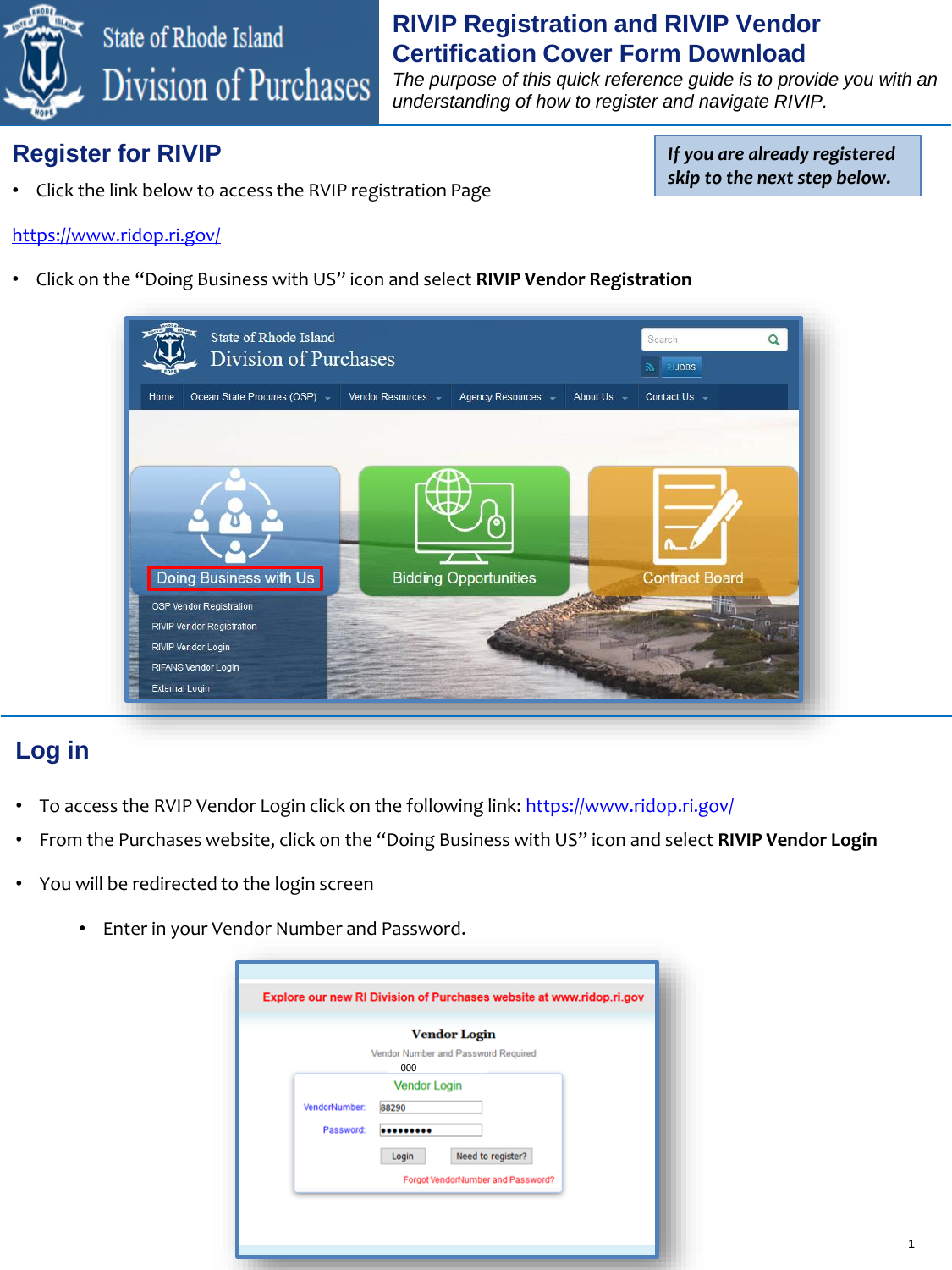# RIVIP Registration and RIVIP Vendor Certification Cover Form Download

*The purpose of this quick reference guide is to provide you with an understanding of how to register and navigate RIVIP.*

## Register for RIVIP

***If you are already registered skip to the next step below.***

- Click the link below to access the RVIP registration Page

https://www.ridop.ri.gov/

- Click on the "Doing Business with US" icon and select **RIVIP Vendor Registration**

## Log in

- To access the RVIP Vendor Login click on the following link: https://www.ridop.ri.gov/
- From the Purchases website, click on the "Doing Business with US" icon and select **RIVIP Vendor Login**
- You will be redirected to the login screen
  - Enter in your Vendor Number and Password.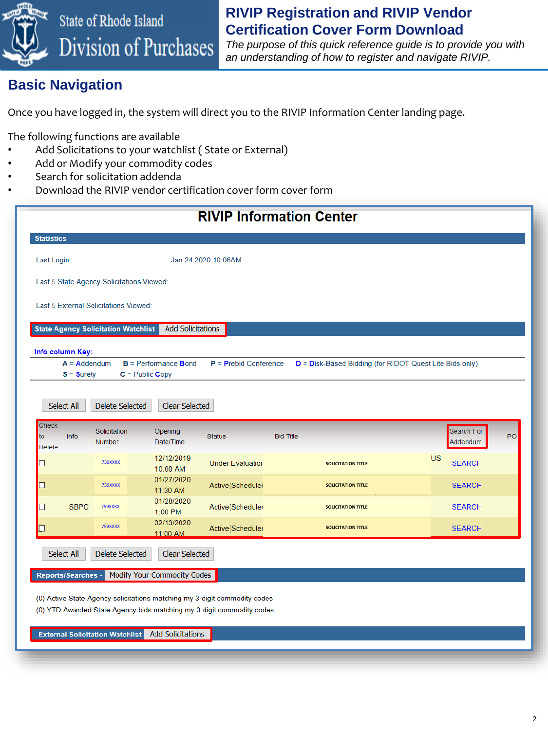# RIVIP Registration and RIVIP Vendor Certification Cover Form Download

*The purpose of this quick reference guide is to provide you with an understanding of how to register and navigate RIVIP.*

## Basic Navigation

Once you have logged in, the system will direct you to the RIVIP Information Center landing page.

The following functions are available

- Add Solicitations to your watchlist ( State or External)
- Add or Modify your commodity codes
- Search for solicitation addenda
- Download the RIVIP vendor certification cover form cover form

### RIVIP Information Center

**Statistics**

Last Login: Jan 24 2020 10:06AM

Last 5 State Agency Solicitations Viewed:

Last 5 External Solicitations Viewed:

**State Agency Solicitation Watchlist** Add Solicitations

**Info column Key:**

A = Addendum B = Performance Bond P = Prebid Conference D = Disk-Based Bidding (for RIDOT Quest Lite Bids only)
S = Surety C = Public Copy

Select All | Delete Selected | Clear Selected

| Check to Delete | Info | Solicitation Number | Opening Date/Time | Status | Bid Title | | Search For Addendum | PO |
|---|---|---|---|---|---|---|---|---|
| ☐ | | 759XXXX | 12/12/2019 10:00 AM | Under Evaluation | SOLICITATION TITLE | US | SEARCH | |
| ☐ | | 759XXXX | 01/27/2020 11:30 AM | Active(Scheduled | SOLICITATION TITLE | | SEARCH | |
| ☐ | SBPC | 759XXXX | 01/28/2020 1:00 PM | Active(Scheduled | SOLICITATION TITLE | | SEARCH | |
| ☐ | | 759XXXX | 02/13/2020 11:00 AM | Active(Scheduled | SOLICITATION TITLE | | SEARCH | |

Select All | Delete Selected | Clear Selected

**Reports/Searches -** Modify Your Commodity Codes

(0) Active State Agency solicitations matching my 3-digit commodity codes
(0) YTD Awarded State Agency bids matching my 3-digit commodity codes

**External Solicitation Watchlist** Add Solicitations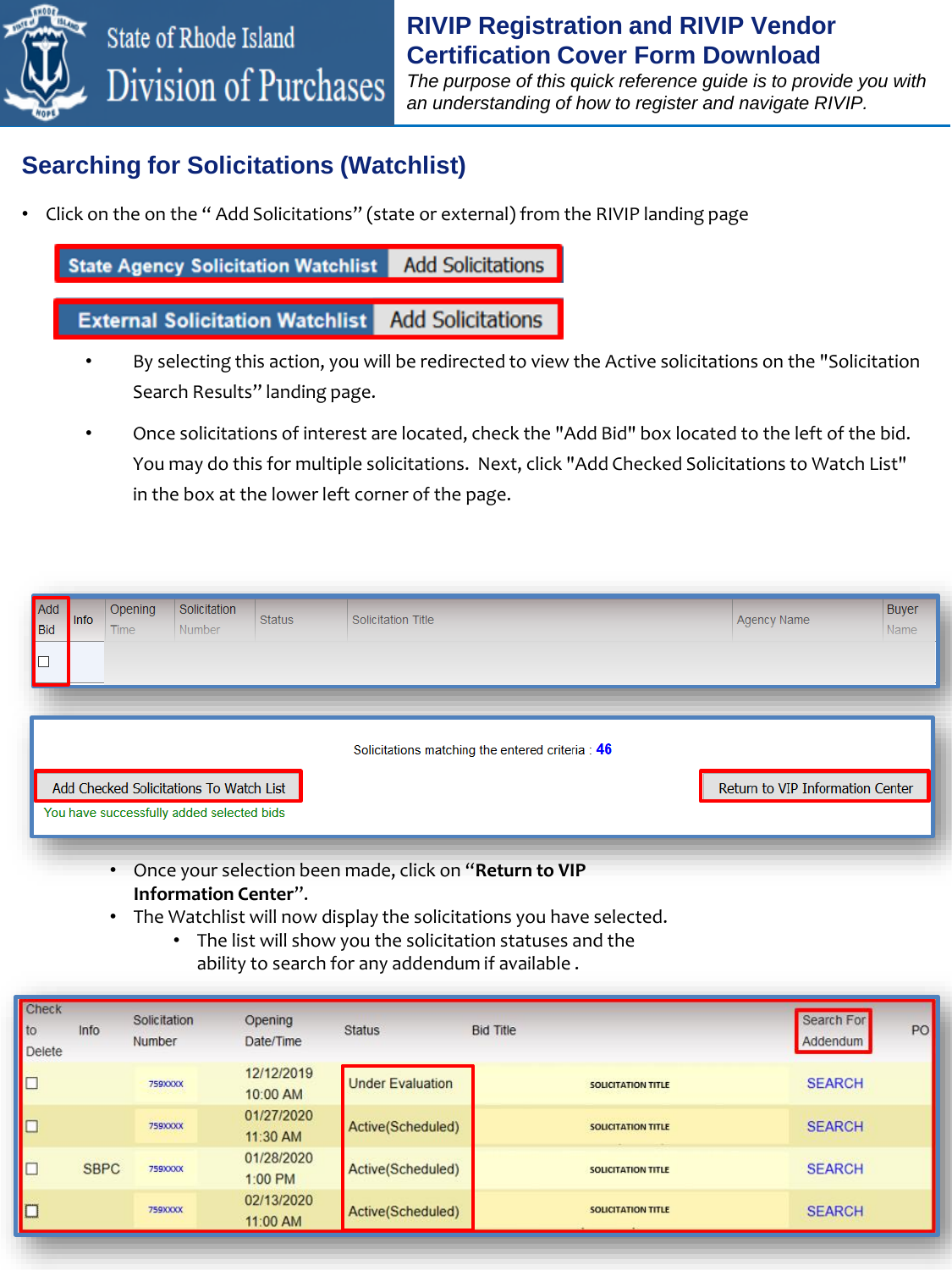# RIVIP Registration and RIVIP Vendor Certification Cover Form Download

*The purpose of this quick reference guide is to provide you with an understanding of how to register and navigate RIVIP.*

## Searching for Solicitations (Watchlist)

- Click on the on the " Add Solicitations" (state or external) from the RIVIP landing page

| State Agency Solicitation Watchlist | Add Solicitations |
|---|---|

| External Solicitation Watchlist | Add Solicitations |
|---|---|

  - By selecting this action, you will be redirected to view the Active solicitations on the "Solicitation Search Results" landing page.
  - Once solicitations of interest are located, check the "Add Bid" box located to the left of the bid. You may do this for multiple solicitations. Next, click "Add Checked Solicitations to Watch List" in the box at the lower left corner of the page.

| Add Bid | Info | Opening Time | Solicitation Number | Status | Solicitation Title | Agency Name | Buyer Name |
|---|---|---|---|---|---|---|---|
| ☐ | | | | | | | |

Solicitations matching the entered criteria : **46**

Add Checked Solicitations To Watch List | Return to VIP Information Center

You have successfully added selected bids

- Once your selection been made, click on "**Return to VIP Information Center**".
- The Watchlist will now display the solicitations you have selected.
  - The list will show you the solicitation statuses and the ability to search for any addendum if available .

| Check to Delete | Info | Solicitation Number | Opening Date/Time | Status | Bid Title | Search For Addendum | PO |
|---|---|---|---|---|---|---|---|
| ☐ | | 759XXXX | 12/12/2019 10:00 AM | Under Evaluation | SOLICITATION TITLE | SEARCH | |
| ☐ | | 759XXXX | 01/27/2020 11:30 AM | Active(Scheduled) | SOLICITATION TITLE | SEARCH | |
| ☐ | SBPC | 759XXXX | 01/28/2020 1:00 PM | Active(Scheduled) | SOLICITATION TITLE | SEARCH | |
| ☐ | | 759XXXX | 02/13/2020 11:00 AM | Active(Scheduled) | SOLICITATION TITLE | SEARCH | |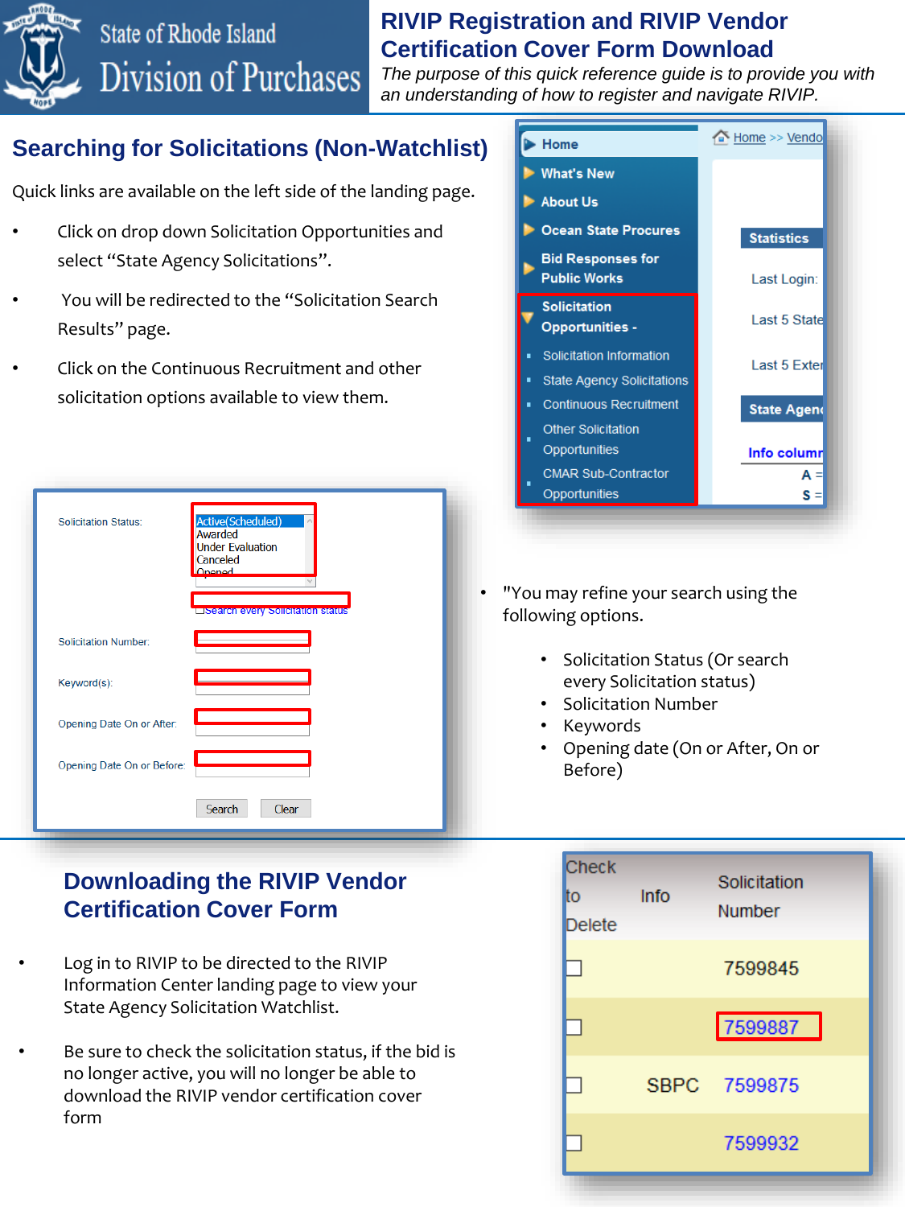# RIVIP Registration and RIVIP Vendor Certification Cover Form Download

*The purpose of this quick reference guide is to provide you with an understanding of how to register and navigate RIVIP.*

## Searching for Solicitations (Non-Watchlist)

Quick links are available on the left side of the landing page.

- Click on drop down Solicitation Opportunities and select "State Agency Solicitations".
- You will be redirected to the "Solicitation Search Results" page.
- Click on the Continuous Recruitment and other solicitation options available to view them.

- "You may refine your search using the following options.
  - Solicitation Status (Or search every Solicitation status)
  - Solicitation Number
  - Keywords
  - Opening date (On or After, On or Before)

## Downloading the RIVIP Vendor Certification Cover Form

- Log in to RIVIP to be directed to the RIVIP Information Center landing page to view your State Agency Solicitation Watchlist.
- Be sure to check the solicitation status, if the bid is no longer active, you will no longer be able to download the RIVIP vendor certification cover form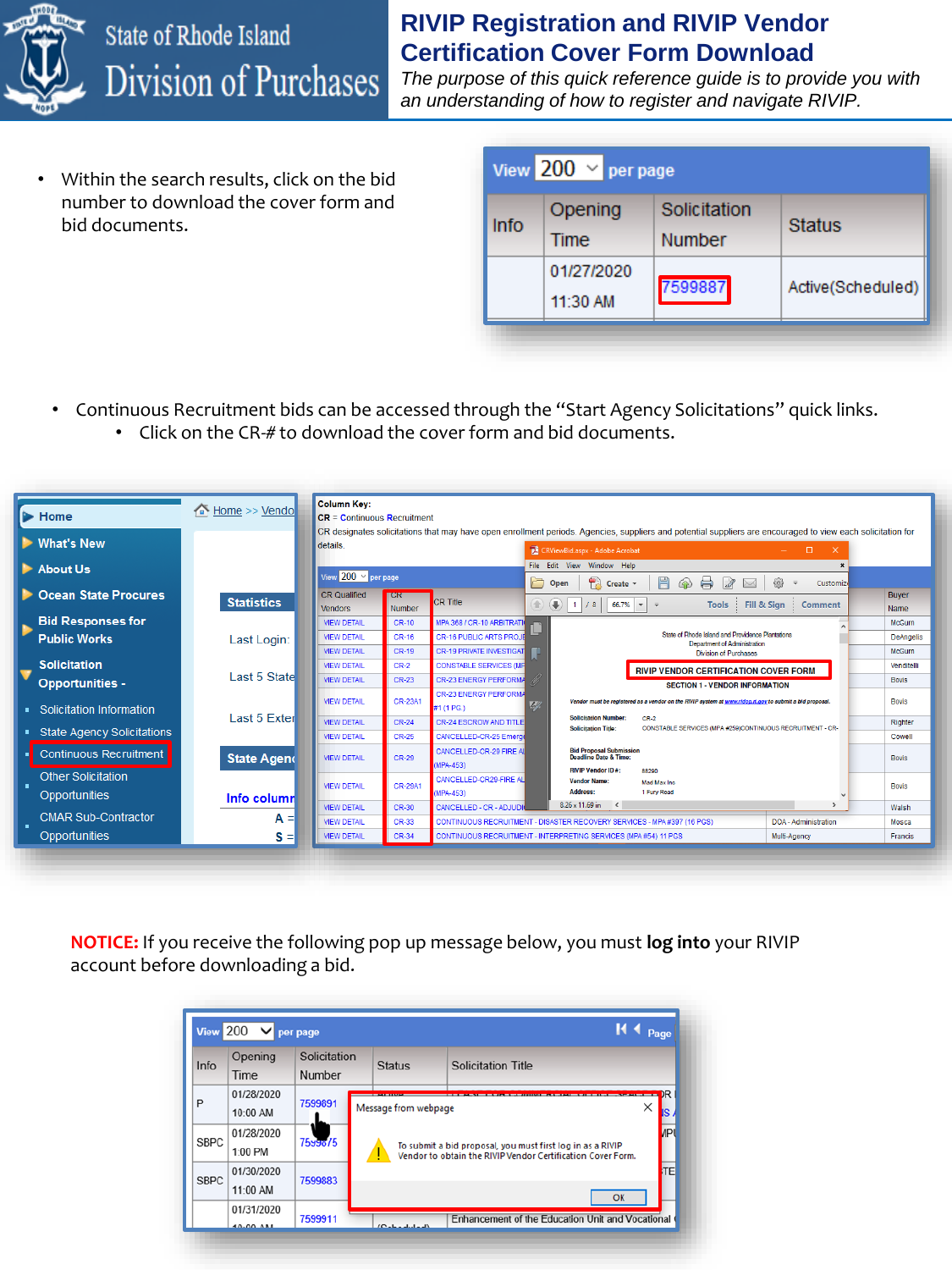# RIVIP Registration and RIVIP Vendor Certification Cover Form Download

*The purpose of this quick reference guide is to provide you with an understanding of how to register and navigate RIVIP.*

- Within the search results, click on the bid number to download the cover form and bid documents.

- Continuous Recruitment bids can be accessed through the "Start Agency Solicitations" quick links.
  - Click on the CR-# to download the cover form and bid documents.

**NOTICE:** If you receive the following pop up message below, you must **log into** your RIVIP account before downloading a bid.